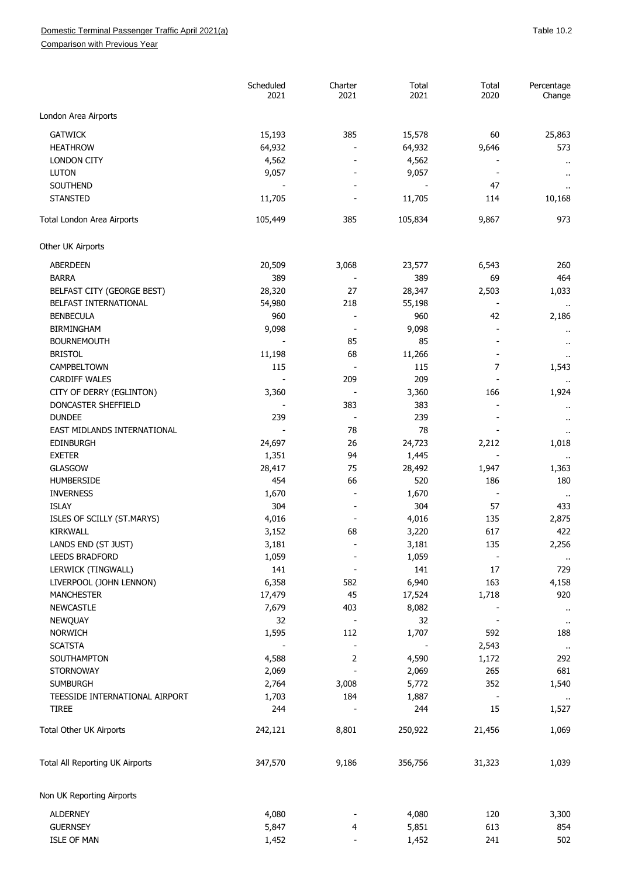Domestic Terminal Passenger Traffic April 2021(a)

Comparison with Previous Year

Table 10.2

| | Scheduled 2021 | Charter 2021 | Total 2021 | Total 2020 | Percentage Change |
|---|---|---|---|---|---|
| **London Area Airports** | | | | | |
| GATWICK | 15,193 | 385 | 15,578 | 60 | 25,863 |
| HEATHROW | 64,932 | - | 64,932 | 9,646 | 573 |
| LONDON CITY | 4,562 | - | 4,562 | - | .. |
| LUTON | 9,057 | - | 9,057 | - | .. |
| SOUTHEND | - | - | - | 47 | .. |
| STANSTED | 11,705 | - | 11,705 | 114 | 10,168 |
| Total London Area Airports | 105,449 | 385 | 105,834 | 9,867 | 973 |
| **Other UK Airports** | | | | | |
| ABERDEEN | 20,509 | 3,068 | 23,577 | 6,543 | 260 |
| BARRA | 389 | - | 389 | 69 | 464 |
| BELFAST CITY (GEORGE BEST) | 28,320 | 27 | 28,347 | 2,503 | 1,033 |
| BELFAST INTERNATIONAL | 54,980 | 218 | 55,198 | - | .. |
| BENBECULA | 960 | - | 960 | 42 | 2,186 |
| BIRMINGHAM | 9,098 | - | 9,098 | - | .. |
| BOURNEMOUTH | - | 85 | 85 | - | .. |
| BRISTOL | 11,198 | 68 | 11,266 | - | .. |
| CAMPBELTOWN | 115 | - | 115 | 7 | 1,543 |
| CARDIFF WALES | - | 209 | 209 | - | .. |
| CITY OF DERRY (EGLINTON) | 3,360 | - | 3,360 | 166 | 1,924 |
| DONCASTER SHEFFIELD | - | 383 | 383 | - | .. |
| DUNDEE | 239 | - | 239 | - | .. |
| EAST MIDLANDS INTERNATIONAL | - | 78 | 78 | - | .. |
| EDINBURGH | 24,697 | 26 | 24,723 | 2,212 | 1,018 |
| EXETER | 1,351 | 94 | 1,445 | - | .. |
| GLASGOW | 28,417 | 75 | 28,492 | 1,947 | 1,363 |
| HUMBERSIDE | 454 | 66 | 520 | 186 | 180 |
| INVERNESS | 1,670 | - | 1,670 | - | .. |
| ISLAY | 304 | - | 304 | 57 | 433 |
| ISLES OF SCILLY (ST.MARYS) | 4,016 | - | 4,016 | 135 | 2,875 |
| KIRKWALL | 3,152 | 68 | 3,220 | 617 | 422 |
| LANDS END (ST JUST) | 3,181 | - | 3,181 | 135 | 2,256 |
| LEEDS BRADFORD | 1,059 | - | 1,059 | - | .. |
| LERWICK (TINGWALL) | 141 | - | 141 | 17 | 729 |
| LIVERPOOL (JOHN LENNON) | 6,358 | 582 | 6,940 | 163 | 4,158 |
| MANCHESTER | 17,479 | 45 | 17,524 | 1,718 | 920 |
| NEWCASTLE | 7,679 | 403 | 8,082 | - | .. |
| NEWQUAY | 32 | - | 32 | - | .. |
| NORWICH | 1,595 | 112 | 1,707 | 592 | 188 |
| SCATSTA | - | - | - | 2,543 | .. |
| SOUTHAMPTON | 4,588 | 2 | 4,590 | 1,172 | 292 |
| STORNOWAY | 2,069 | - | 2,069 | 265 | 681 |
| SUMBURGH | 2,764 | 3,008 | 5,772 | 352 | 1,540 |
| TEESSIDE INTERNATIONAL AIRPORT | 1,703 | 184 | 1,887 | - | .. |
| TIREE | 244 | - | 244 | 15 | 1,527 |
| Total Other UK Airports | 242,121 | 8,801 | 250,922 | 21,456 | 1,069 |
| Total All Reporting UK Airports | 347,570 | 9,186 | 356,756 | 31,323 | 1,039 |
| **Non UK Reporting Airports** | | | | | |
| ALDERNEY | 4,080 | - | 4,080 | 120 | 3,300 |
| GUERNSEY | 5,847 | 4 | 5,851 | 613 | 854 |
| ISLE OF MAN | 1,452 | - | 1,452 | 241 | 502 |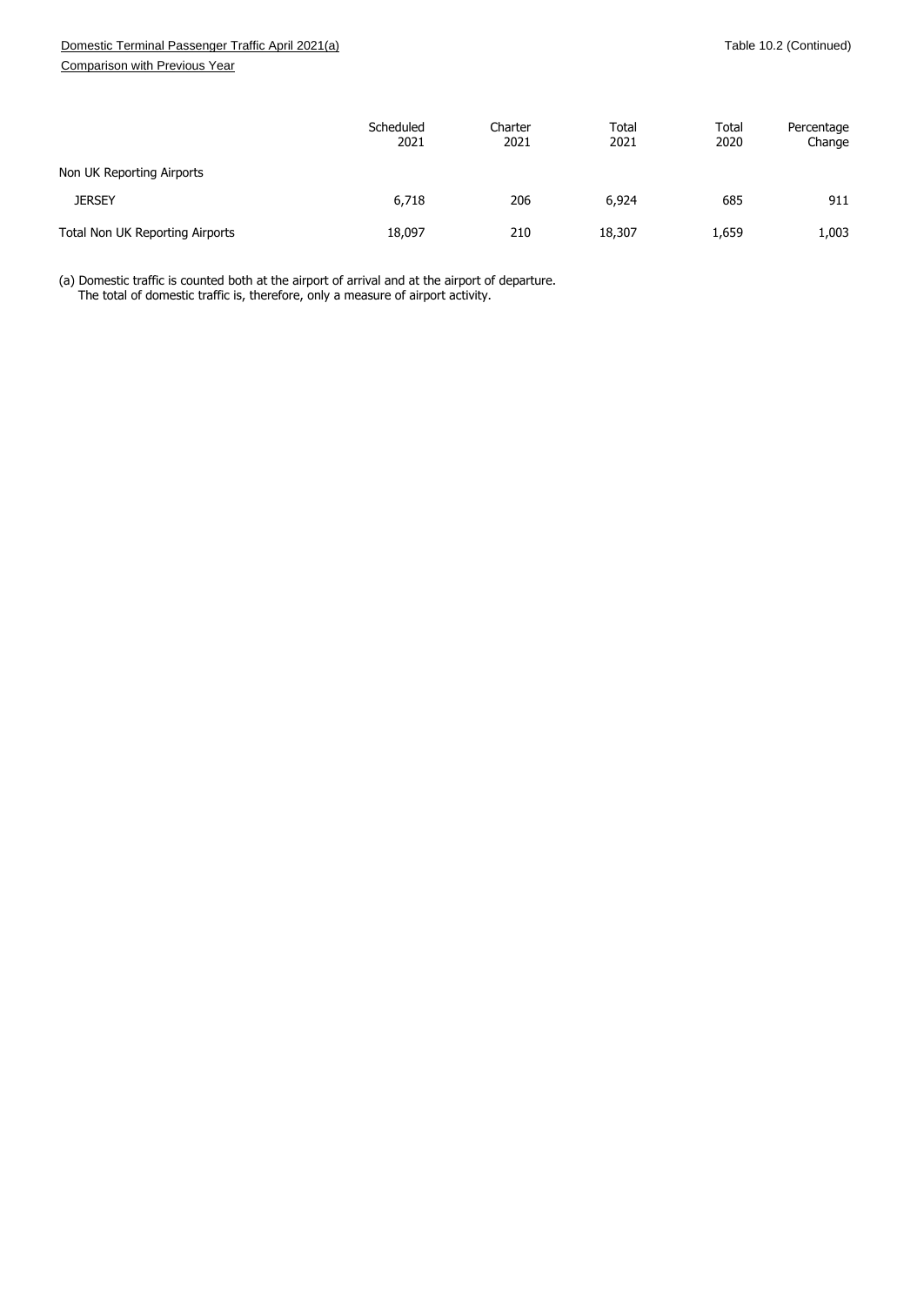Domestic Terminal Passenger Traffic April 2021(a)

Comparison with Previous Year

Table 10.2 (Continued)

| | Scheduled 2021 | Charter 2021 | Total 2021 | Total 2020 | Percentage Change |
|---|---|---|---|---|---|
| Non UK Reporting Airports | | | | | |
| JERSEY | 6,718 | 206 | 6,924 | 685 | 911 |
| Total Non UK Reporting Airports | 18,097 | 210 | 18,307 | 1,659 | 1,003 |

(a) Domestic traffic is counted both at the airport of arrival and at the airport of departure.
The total of domestic traffic is, therefore, only a measure of airport activity.